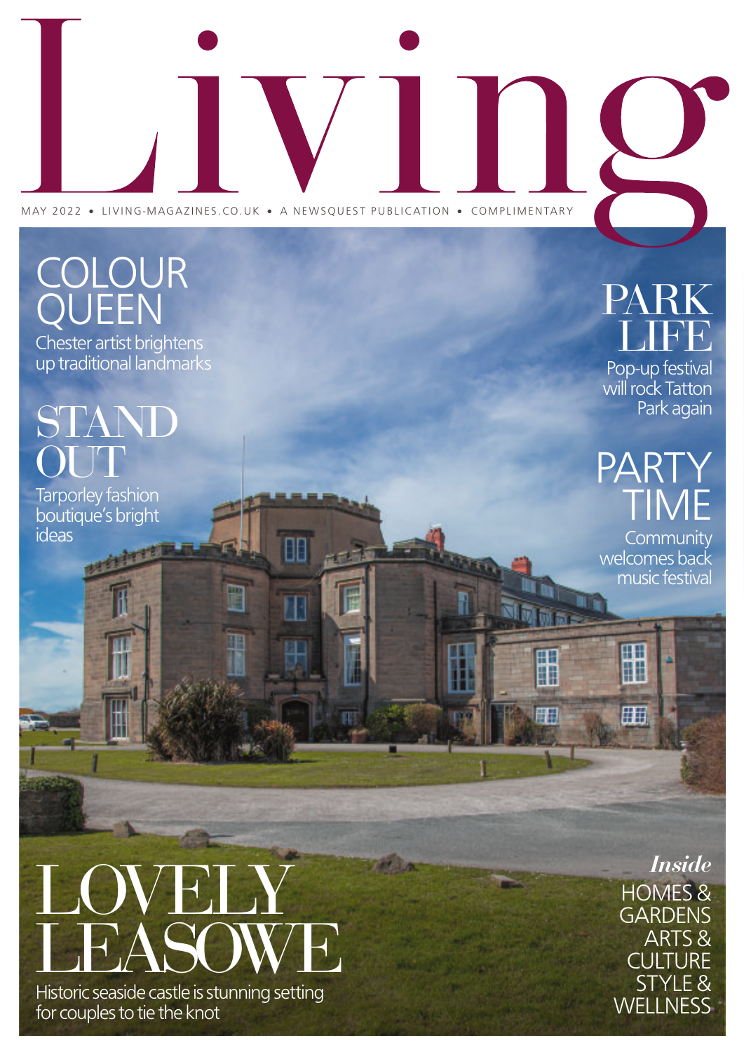# Living

MAY 2022 • LIVING-MAGAZINES.CO.UK • A NEWSQUEST PUBLICATION • COMPLIMENTARY

## COLOUR QUEEN

Chester artist brightens up traditional landmarks

## STAND OUT

Tarporley fashion boutique's bright ideas

## PARK LIFE

Pop-up festival will rock Tatton Park again

## PARTY TIME

Community welcomes back music festival

## LOVELY LEASOWE

Historic seaside castle is stunning setting for couples to tie the knot

*Inside*

HOMES & GARDENS

ARTS & CULTURE

STYLE & WELLNESS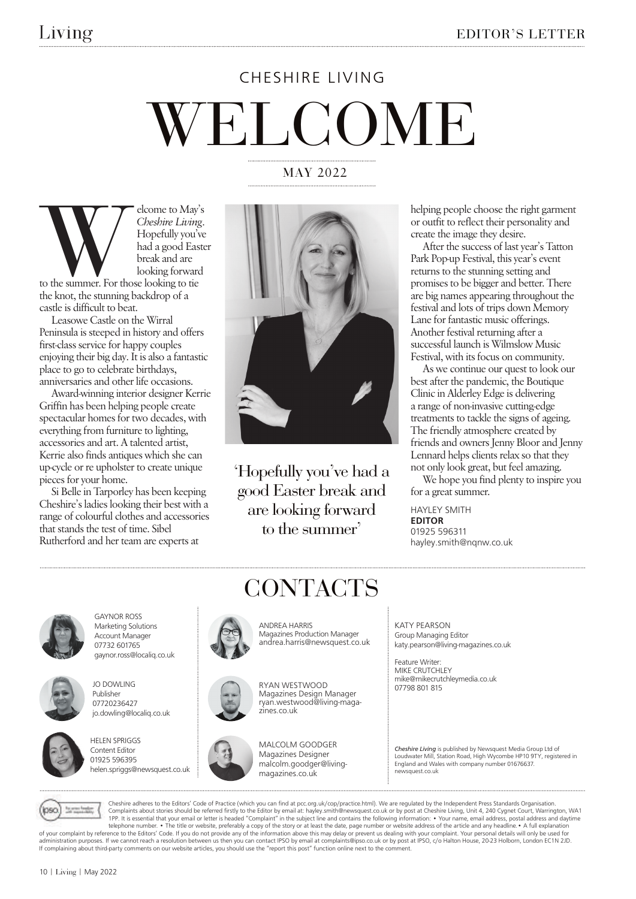# CHESHIRE LIVING

# WELCOME

MAY 2022

Welcome to May's *Cheshire Living*. Hopefully you've had a good Easter break and are looking forward to the summer. For those looking to tie the knot, the stunning backdrop of a castle is difficult to beat.

Leasowe Castle on the Wirral Peninsula is steeped in history and offers first-class service for happy couples enjoying their big day. It is also a fantastic place to go to celebrate birthdays, anniversaries and other life occasions.

Award-winning interior designer Kerrie Griffin has been helping people create spectacular homes for two decades, with everything from furniture to lighting, accessories and art. A talented artist, Kerrie also finds antiques which she can up-cycle or re upholster to create unique pieces for your home.

Si Belle in Tarporley has been keeping Cheshire's ladies looking their best with a range of colourful clothes and accessories that stands the test of time. Sibel Rutherford and her team are experts at helping people choose the right garment or outfit to reflect their personality and create the image they desire.

'Hopefully you've had a good Easter break and are looking forward to the summer'

After the success of last year's Tatton Park Pop-up Festival, this year's event returns to the stunning setting and promises to be bigger and better. There are big names appearing throughout the festival and lots of trips down Memory Lane for fantastic music offerings. Another festival returning after a successful launch is Wilmslow Music Festival, with its focus on community.

As we continue our quest to look our best after the pandemic, the Boutique Clinic in Alderley Edge is delivering a range of non-invasive cutting-edge treatments to tackle the signs of ageing. The friendly atmosphere created by friends and owners Jenny Bloor and Jenny Lennard helps clients relax so that they not only look great, but feel amazing.

We hope you find plenty to inspire you for a great summer.

HAYLEY SMITH
**EDITOR**
01925 596311
hayley.smith@nqnw.co.uk

## CONTACTS

GAYNOR ROSS
Marketing Solutions Account Manager
07732 601765
gaynor.ross@localiq.co.uk

JO DOWLING
Publisher
07720236427
jo.dowling@localiq.co.uk

HELEN SPRIGGS
Content Editor
01925 596395
helen.spriggs@newsquest.co.uk

ANDREA HARRIS
Magazines Production Manager
andrea.harris@newsquest.co.uk

RYAN WESTWOOD
Magazines Design Manager
ryan.westwood@living-magazines.co.uk

MALCOLM GOODGER
Magazines Designer
malcolm.goodger@living-magazines.co.uk

KATY PEARSON
Group Managing Editor
katy.pearson@living-magazines.co.uk

Feature Writer:
MIKE CRUTCHLEY
mike@mikecrutchleymedia.co.uk
07798 801 815

*Cheshire Living* is published by Newsquest Media Group Ltd of Loudwater Mill, Station Road, High Wycombe HP10 9TY, registered in England and Wales with company number 01676637. newsquest.co.uk

Cheshire adheres to the Editors' Code of Practice (which you can find at pcc.org.uk/cop/practice.html). We are regulated by the Independent Press Standards Organisation. Complaints about stories should be referred firstly to the Editor by email at: hayley.smith@newsquest.co.uk or by post at Cheshire Living, Unit 4, 240 Cygnet Court, Warrington, WA1 1PP. It is essential that your email or letter is headed "Complaint" in the subject line and contains the following information: • Your name, email address, postal address and daytime telephone number. • The title or website, preferably a copy of the story or at least the date, page number or website address of the article and any headline. • A full explanation of your complaint by reference to the Editors' Code. If you do not provide any of the information above this may delay or prevent us dealing with your complaint. Your personal details will only be used for administration purposes. If we cannot reach a resolution between us then you can contact IPSO by email at complaints@ipso.co.uk or by post at IPSO, c/o Halton House, 20-23 Holborn, London EC1N 2JD. If complaining about third-party comments on our website articles, you should use the "report this post" function online next to the comment.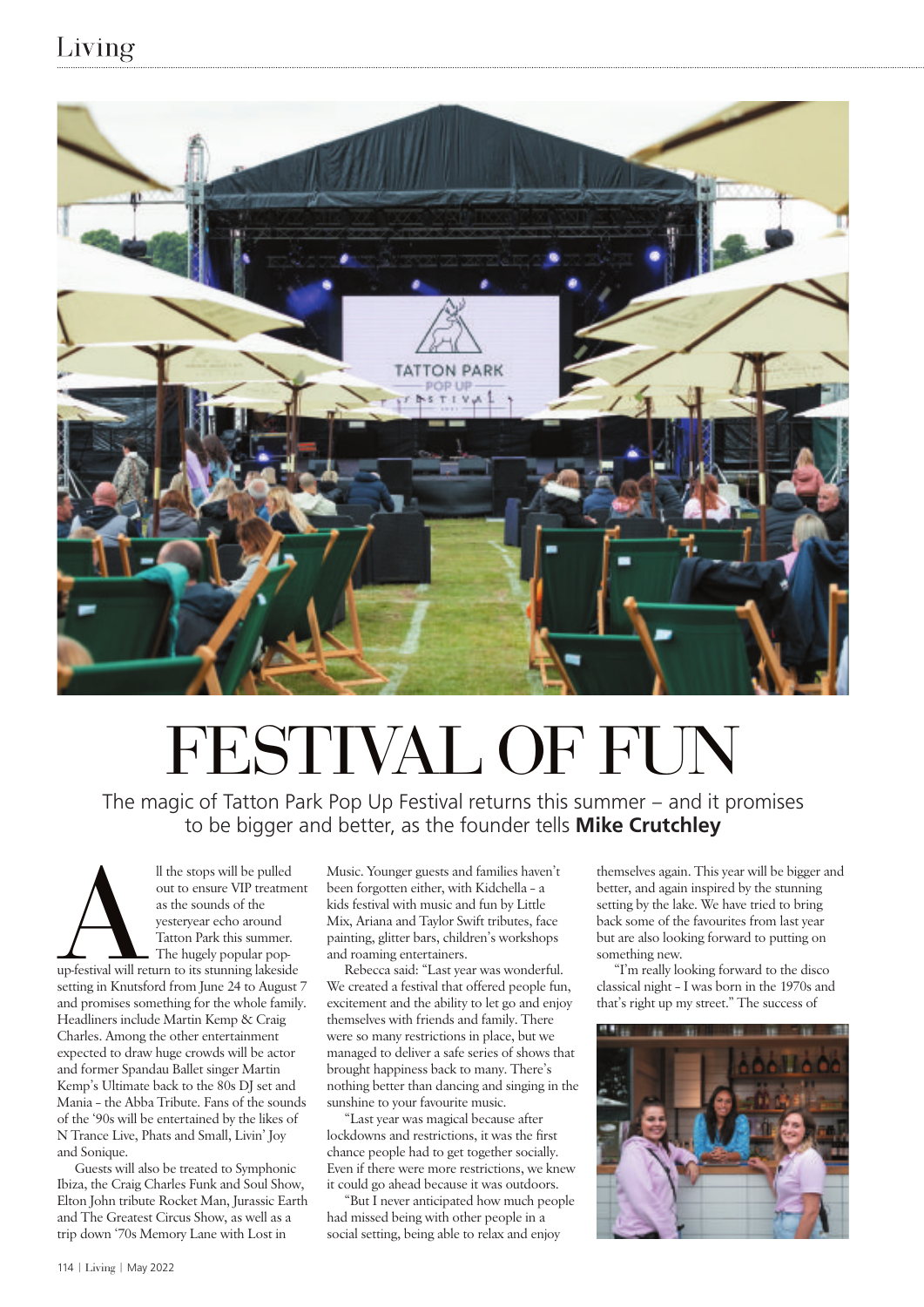# FESTIVAL OF FUN

The magic of Tatton Park Pop Up Festival returns this summer – and it promises to be bigger and better, as the founder tells **Mike Crutchley**

All the stops will be pulled out to ensure VIP treatment as the sounds of the yesteryear echo around Tatton Park this summer. The hugely popular pop-up-festival will return to its stunning lakeside setting in Knutsford from June 24 to August 7 and promises something for the whole family. Headliners include Martin Kemp & Craig Charles. Among the other entertainment expected to draw huge crowds will be actor and former Spandau Ballet singer Martin Kemp's Ultimate back to the 80s DJ set and Mania – the Abba Tribute. Fans of the sounds of the '90s will be entertained by the likes of N Trance Live, Phats and Small, Livin' Joy and Sonique.

Guests will also be treated to Symphonic Ibiza, the Craig Charles Funk and Soul Show, Elton John tribute Rocket Man, Jurassic Earth and The Greatest Circus Show, as well as a trip down '70s Memory Lane with Lost in Music. Younger guests and families haven't been forgotten either, with Kidchella – a kids festival with music and fun by Little Mix, Ariana and Taylor Swift tributes, face painting, glitter bars, children's workshops and roaming entertainers.

Rebecca said: "Last year was wonderful. We created a festival that offered people fun, excitement and the ability to let go and enjoy themselves with friends and family. There were so many restrictions in place, but we managed to deliver a safe series of shows that brought happiness back to many. There's nothing better than dancing and singing in the sunshine to your favourite music.

"Last year was magical because after lockdowns and restrictions, it was the first chance people had to get together socially. Even if there were more restrictions, we knew it could go ahead because it was outdoors.

"But I never anticipated how much people had missed being with other people in a social setting, being able to relax and enjoy themselves again. This year will be bigger and better, and again inspired by the stunning setting by the lake. We have tried to bring back some of the favourites from last year but are also looking forward to putting on something new.

"I'm really looking forward to the disco classical night – I was born in the 1970s and that's right up my street." The success of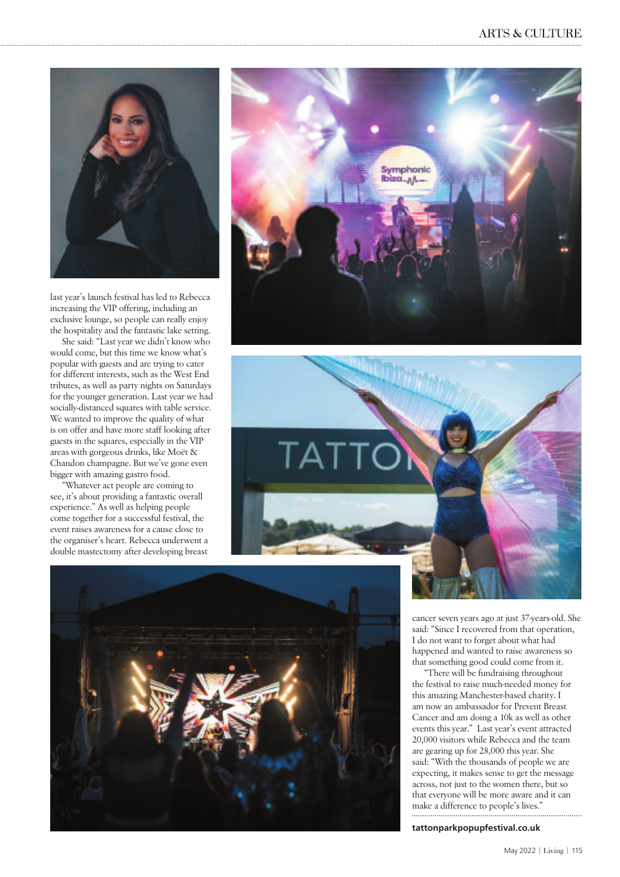last year's launch festival has led to Rebecca increasing the VIP offering, including an exclusive lounge, so people can really enjoy the hospitality and the fantastic lake setting.

She said: "Last year we didn't know who would come, but this time we know what's popular with guests and are trying to cater for different interests, such as the West End tributes, as well as party nights on Saturdays for the younger generation. Last year we had socially-distanced squares with table service. We wanted to improve the quality of what is on offer and have more staff looking after guests in the squares, especially in the VIP areas with gorgeous drinks, like Moët & Chandon champagne. But we've gone even bigger with amazing gastro food.

"Whatever act people are coming to see, it's about providing a fantastic overall experience." As well as helping people come together for a successful festival, the event raises awareness for a cause close to the organiser's heart. Rebecca underwent a double mastectomy after developing breast cancer seven years ago at just 37-years-old. She said: "Since I recovered from that operation, I do not want to forget about what had happened and wanted to raise awareness so that something good could come from it.

"There will be fundraising throughout the festival to raise much-needed money for this amazing Manchester-based charity. I am now an ambassador for Prevent Breast Cancer and am doing a 10k as well as other events this year." Last year's event attracted 20,000 visitors while Rebecca and the team are gearing up for 28,000 this year. She said: "With the thousands of people we are expecting, it makes sense to get the message across, not just to the women there, but so that everyone will be more aware and it can make a difference to people's lives."

**tattonparkpopupfestival.co.uk**